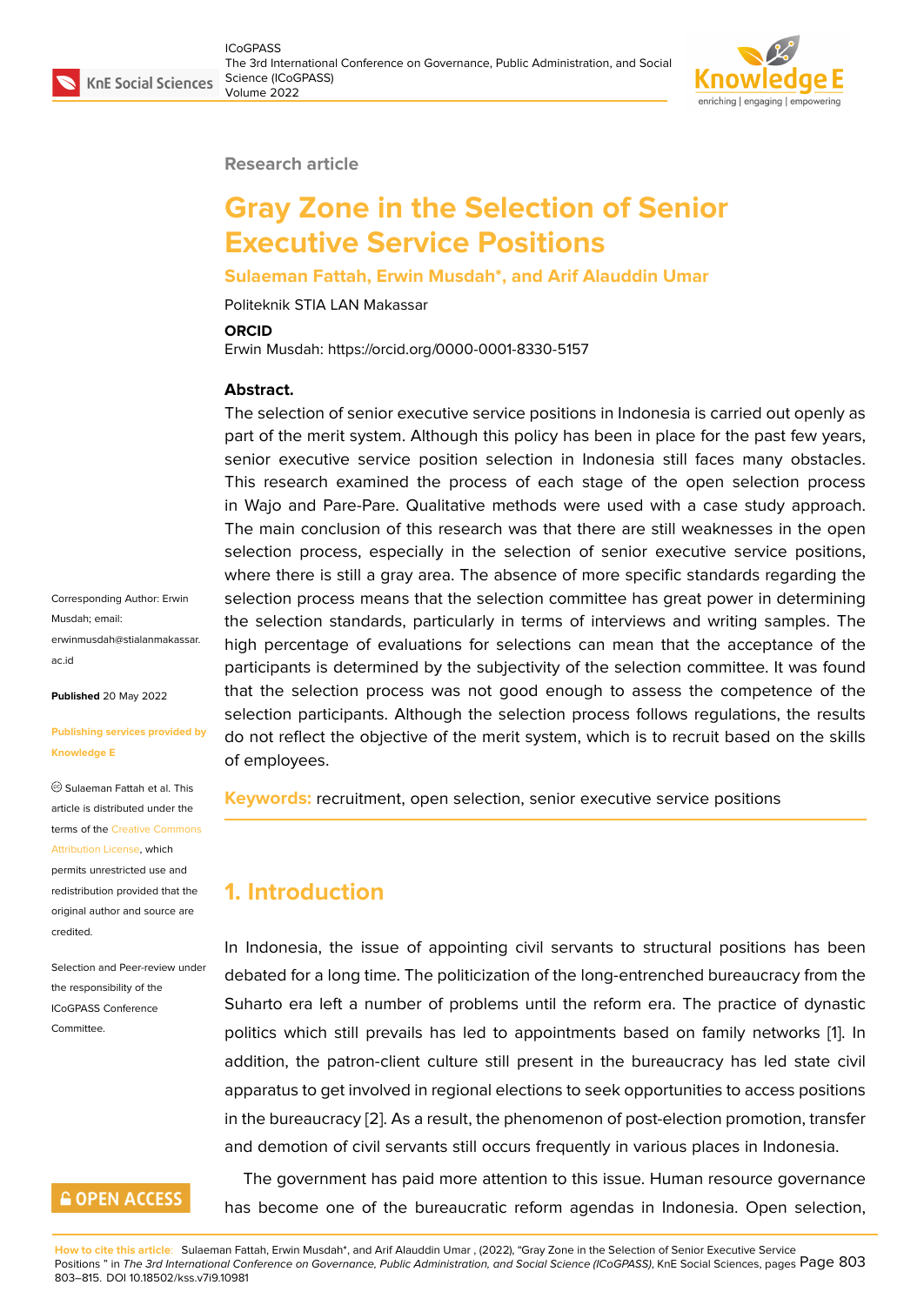Research article

# Gray Zone in the Selection of Senior Executive Service Positions

**Sulaeman Fattah, Erwin Musdah*, and Arif Alauddin Umar**

Politeknik STIA LAN Makassar

**ORCID**

Erwin Musdah: https://orcid.org/0000-0001-8330-5157

Corresponding Author: Erwin Musdah; email: erwinmusdah@stialanmakassar.ac.id

**Published** 20 May 2022

**Publishing services provided by Knowledge E**

© Sulaeman Fattah et al. This article is distributed under the terms of the Creative Commons Attribution License, which permits unrestricted use and redistribution provided that the original author and source are credited.

Selection and Peer-review under the responsibility of the ICoGPASS Conference Committee.

**Abstract.**

The selection of senior executive service positions in Indonesia is carried out openly as part of the merit system. Although this policy has been in place for the past few years, senior executive service position selection in Indonesia still faces many obstacles. This research examined the process of each stage of the open selection process in Wajo and Pare-Pare. Qualitative methods were used with a case study approach. The main conclusion of this research was that there are still weaknesses in the open selection process, especially in the selection of senior executive service positions, where there is still a gray area. The absence of more specific standards regarding the selection process means that the selection committee has great power in determining the selection standards, particularly in terms of interviews and writing samples. The high percentage of evaluations for selections can mean that the acceptance of the participants is determined by the subjectivity of the selection committee. It was found that the selection process was not good enough to assess the competence of the selection participants. Although the selection process follows regulations, the results do not reflect the objective of the merit system, which is to recruit based on the skills of employees.

**Keywords:** recruitment, open selection, senior executive service positions

## 1. Introduction

In Indonesia, the issue of appointing civil servants to structural positions has been debated for a long time. The politicization of the long-entrenched bureaucracy from the Suharto era left a number of problems until the reform era. The practice of dynastic politics which still prevails has led to appointments based on family networks [1]. In addition, the patron-client culture still present in the bureaucracy has led state civil apparatus to get involved in regional elections to seek opportunities to access positions in the bureaucracy [2]. As a result, the phenomenon of post-election promotion, transfer and demotion of civil servants still occurs frequently in various places in Indonesia.

The government has paid more attention to this issue. Human resource governance has become one of the bureaucratic reform agendas in Indonesia. Open selection,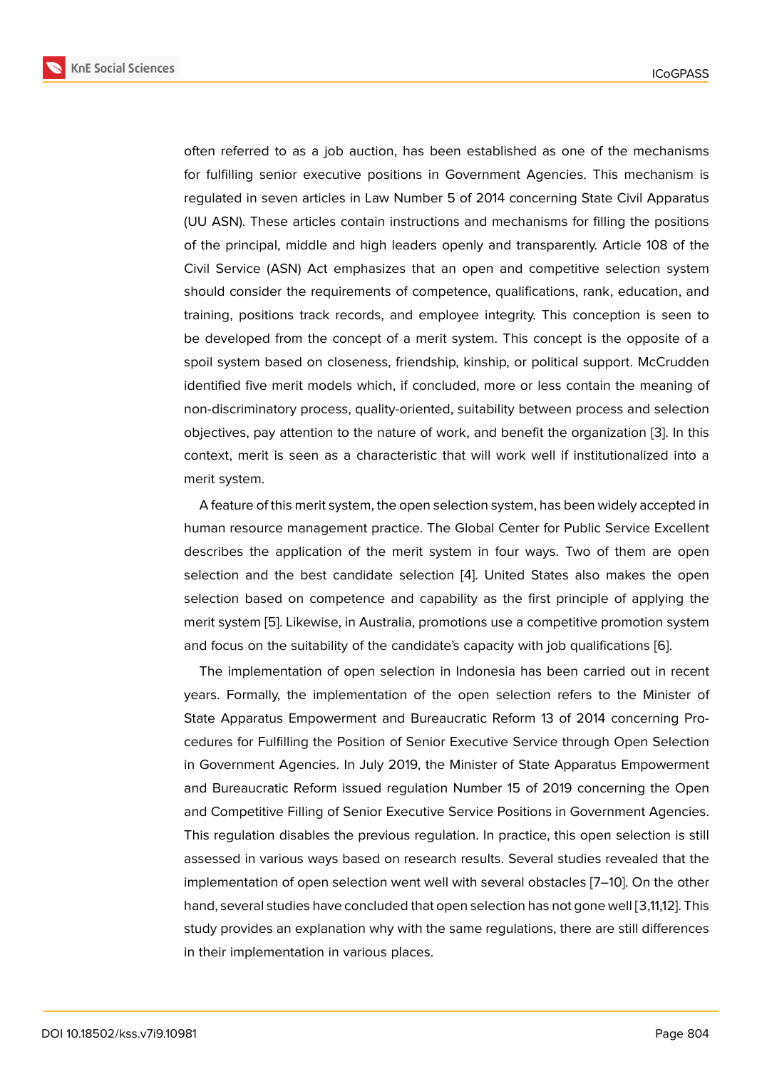often referred to as a job auction, has been established as one of the mechanisms for fulfilling senior executive positions in Government Agencies. This mechanism is regulated in seven articles in Law Number 5 of 2014 concerning State Civil Apparatus (UU ASN). These articles contain instructions and mechanisms for filling the positions of the principal, middle and high leaders openly and transparently. Article 108 of the Civil Service (ASN) Act emphasizes that an open and competitive selection system should consider the requirements of competence, qualifications, rank, education, and training, positions track records, and employee integrity. This conception is seen to be developed from the concept of a merit system. This concept is the opposite of a spoil system based on closeness, friendship, kinship, or political support. McCrudden identified five merit models which, if concluded, more or less contain the meaning of non-discriminatory process, quality-oriented, suitability between process and selection objectives, pay attention to the nature of work, and benefit the organization [3]. In this context, merit is seen as a characteristic that will work well if institutionalized into a merit system.

A feature of this merit system, the open selection system, has been widely accepted in human resource management practice. The Global Center for Public Service Excellent describes the application of the merit system in four ways. Two of them are open selection and the best candidate selection [4]. United States also makes the open selection based on competence and capability as the first principle of applying the merit system [5]. Likewise, in Australia, promotions use a competitive promotion system and focus on the suitability of the candidate's capacity with job qualifications [6].

The implementation of open selection in Indonesia has been carried out in recent years. Formally, the implementation of the open selection refers to the Minister of State Apparatus Empowerment and Bureaucratic Reform 13 of 2014 concerning Procedures for Fulfilling the Position of Senior Executive Service through Open Selection in Government Agencies. In July 2019, the Minister of State Apparatus Empowerment and Bureaucratic Reform issued regulation Number 15 of 2019 concerning the Open and Competitive Filling of Senior Executive Service Positions in Government Agencies. This regulation disables the previous regulation. In practice, this open selection is still assessed in various ways based on research results. Several studies revealed that the implementation of open selection went well with several obstacles [7–10]. On the other hand, several studies have concluded that open selection has not gone well [3,11,12]. This study provides an explanation why with the same regulations, there are still differences in their implementation in various places.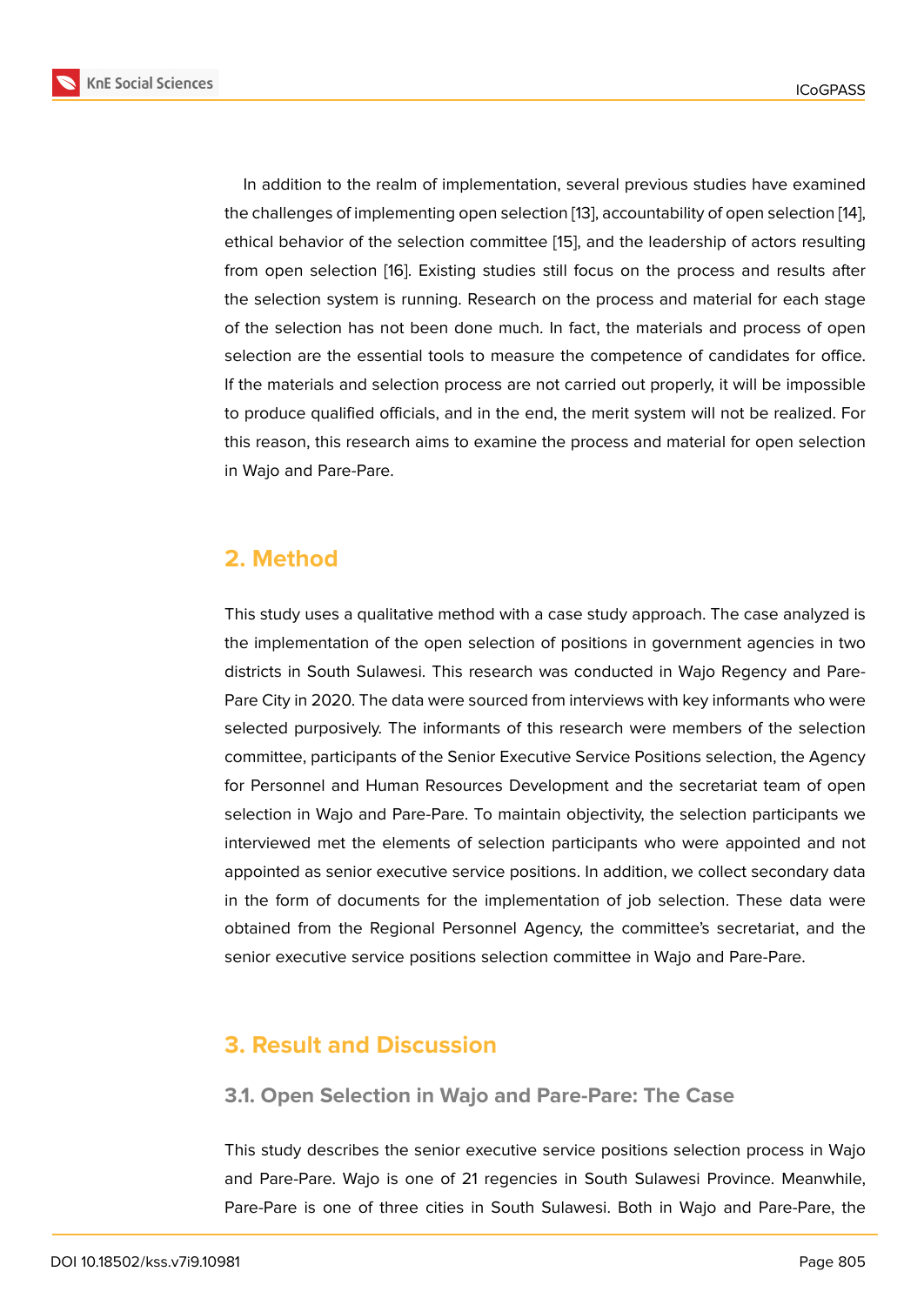In addition to the realm of implementation, several previous studies have examined the challenges of implementing open selection [13], accountability of open selection [14], ethical behavior of the selection committee [15], and the leadership of actors resulting from open selection [16]. Existing studies still focus on the process and results after the selection system is running. Research on the process and material for each stage of the selection has not been done much. In fact, the materials and process of open selection are the essential tools to measure the competence of candidates for office. If the materials and selection process are not carried out properly, it will be impossible to produce qualified officials, and in the end, the merit system will not be realized. For this reason, this research aims to examine the process and material for open selection in Wajo and Pare-Pare.

## 2. Method

This study uses a qualitative method with a case study approach. The case analyzed is the implementation of the open selection of positions in government agencies in two districts in South Sulawesi. This research was conducted in Wajo Regency and Pare-Pare City in 2020. The data were sourced from interviews with key informants who were selected purposively. The informants of this research were members of the selection committee, participants of the Senior Executive Service Positions selection, the Agency for Personnel and Human Resources Development and the secretariat team of open selection in Wajo and Pare-Pare. To maintain objectivity, the selection participants we interviewed met the elements of selection participants who were appointed and not appointed as senior executive service positions. In addition, we collect secondary data in the form of documents for the implementation of job selection. These data were obtained from the Regional Personnel Agency, the committee's secretariat, and the senior executive service positions selection committee in Wajo and Pare-Pare.

## 3. Result and Discussion

### 3.1. Open Selection in Wajo and Pare-Pare: The Case

This study describes the senior executive service positions selection process in Wajo and Pare-Pare. Wajo is one of 21 regencies in South Sulawesi Province. Meanwhile, Pare-Pare is one of three cities in South Sulawesi. Both in Wajo and Pare-Pare, the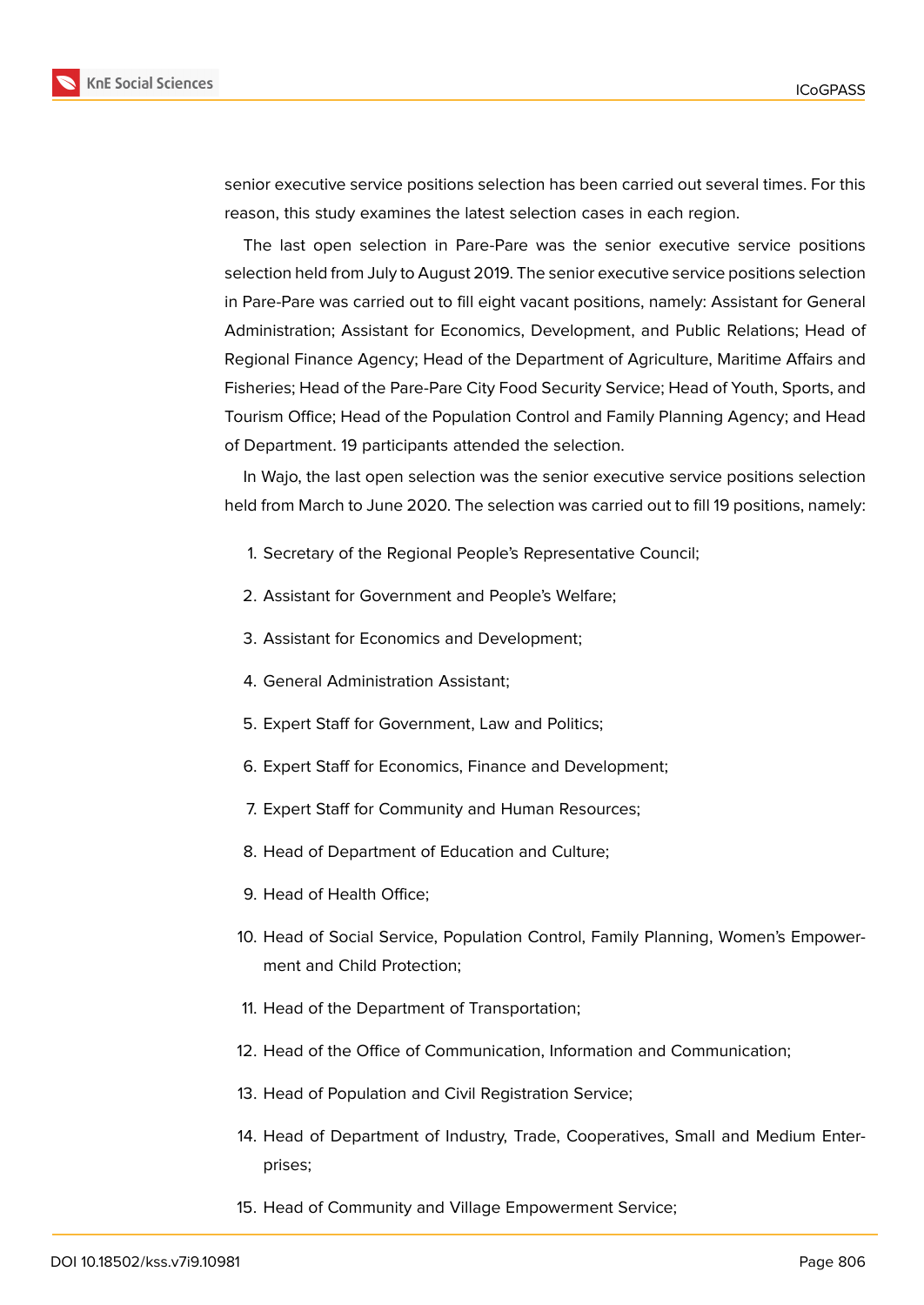senior executive service positions selection has been carried out several times. For this reason, this study examines the latest selection cases in each region.

The last open selection in Pare-Pare was the senior executive service positions selection held from July to August 2019. The senior executive service positions selection in Pare-Pare was carried out to fill eight vacant positions, namely: Assistant for General Administration; Assistant for Economics, Development, and Public Relations; Head of Regional Finance Agency; Head of the Department of Agriculture, Maritime Affairs and Fisheries; Head of the Pare-Pare City Food Security Service; Head of Youth, Sports, and Tourism Office; Head of the Population Control and Family Planning Agency; and Head of Department. 19 participants attended the selection.

In Wajo, the last open selection was the senior executive service positions selection held from March to June 2020. The selection was carried out to fill 19 positions, namely:

1. Secretary of the Regional People's Representative Council;
2. Assistant for Government and People's Welfare;
3. Assistant for Economics and Development;
4. General Administration Assistant;
5. Expert Staff for Government, Law and Politics;
6. Expert Staff for Economics, Finance and Development;
7. Expert Staff for Community and Human Resources;
8. Head of Department of Education and Culture;
9. Head of Health Office;
10. Head of Social Service, Population Control, Family Planning, Women's Empowerment and Child Protection;
11. Head of the Department of Transportation;
12. Head of the Office of Communication, Information and Communication;
13. Head of Population and Civil Registration Service;
14. Head of Department of Industry, Trade, Cooperatives, Small and Medium Enterprises;
15. Head of Community and Village Empowerment Service;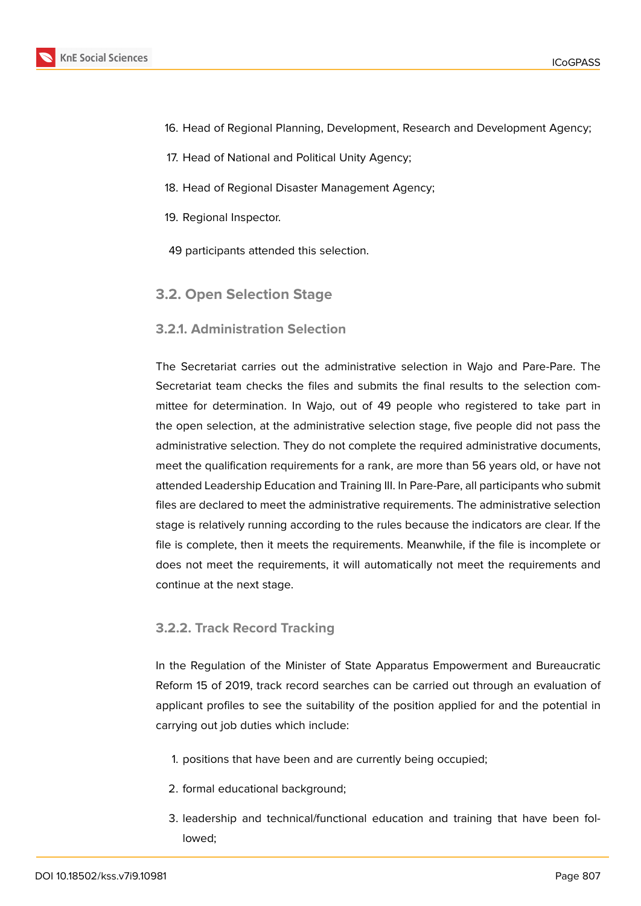16. Head of Regional Planning, Development, Research and Development Agency;
17. Head of National and Political Unity Agency;
18. Head of Regional Disaster Management Agency;
19. Regional Inspector.

49 participants attended this selection.

### 3.2. Open Selection Stage

#### 3.2.1. Administration Selection

The Secretariat carries out the administrative selection in Wajo and Pare-Pare. The Secretariat team checks the files and submits the final results to the selection committee for determination. In Wajo, out of 49 people who registered to take part in the open selection, at the administrative selection stage, five people did not pass the administrative selection. They do not complete the required administrative documents, meet the qualification requirements for a rank, are more than 56 years old, or have not attended Leadership Education and Training III. In Pare-Pare, all participants who submit files are declared to meet the administrative requirements. The administrative selection stage is relatively running according to the rules because the indicators are clear. If the file is complete, then it meets the requirements. Meanwhile, if the file is incomplete or does not meet the requirements, it will automatically not meet the requirements and continue at the next stage.

#### 3.2.2. Track Record Tracking

In the Regulation of the Minister of State Apparatus Empowerment and Bureaucratic Reform 15 of 2019, track record searches can be carried out through an evaluation of applicant profiles to see the suitability of the position applied for and the potential in carrying out job duties which include:

1. positions that have been and are currently being occupied;
2. formal educational background;
3. leadership and technical/functional education and training that have been followed;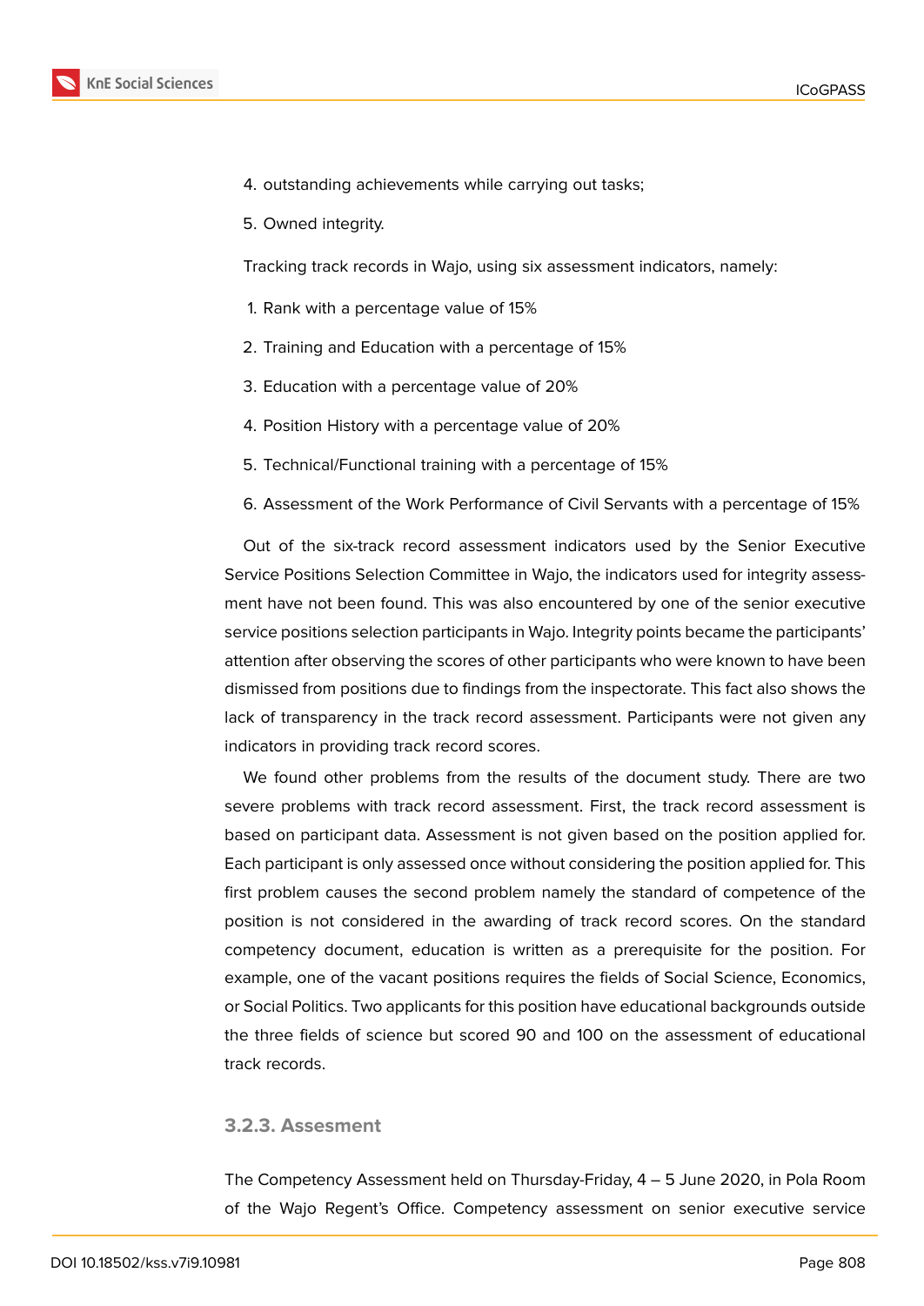4. outstanding achievements while carrying out tasks;
5. Owned integrity.

Tracking track records in Wajo, using six assessment indicators, namely:

1. Rank with a percentage value of 15%
2. Training and Education with a percentage of 15%
3. Education with a percentage value of 20%
4. Position History with a percentage value of 20%
5. Technical/Functional training with a percentage of 15%
6. Assessment of the Work Performance of Civil Servants with a percentage of 15%

Out of the six-track record assessment indicators used by the Senior Executive Service Positions Selection Committee in Wajo, the indicators used for integrity assessment have not been found. This was also encountered by one of the senior executive service positions selection participants in Wajo. Integrity points became the participants' attention after observing the scores of other participants who were known to have been dismissed from positions due to findings from the inspectorate. This fact also shows the lack of transparency in the track record assessment. Participants were not given any indicators in providing track record scores.

We found other problems from the results of the document study. There are two severe problems with track record assessment. First, the track record assessment is based on participant data. Assessment is not given based on the position applied for. Each participant is only assessed once without considering the position applied for. This first problem causes the second problem namely the standard of competence of the position is not considered in the awarding of track record scores. On the standard competency document, education is written as a prerequisite for the position. For example, one of the vacant positions requires the fields of Social Science, Economics, or Social Politics. Two applicants for this position have educational backgrounds outside the three fields of science but scored 90 and 100 on the assessment of educational track records.

### 3.2.3. Assesment

The Competency Assessment held on Thursday-Friday, 4 – 5 June 2020, in Pola Room of the Wajo Regent's Office. Competency assessment on senior executive service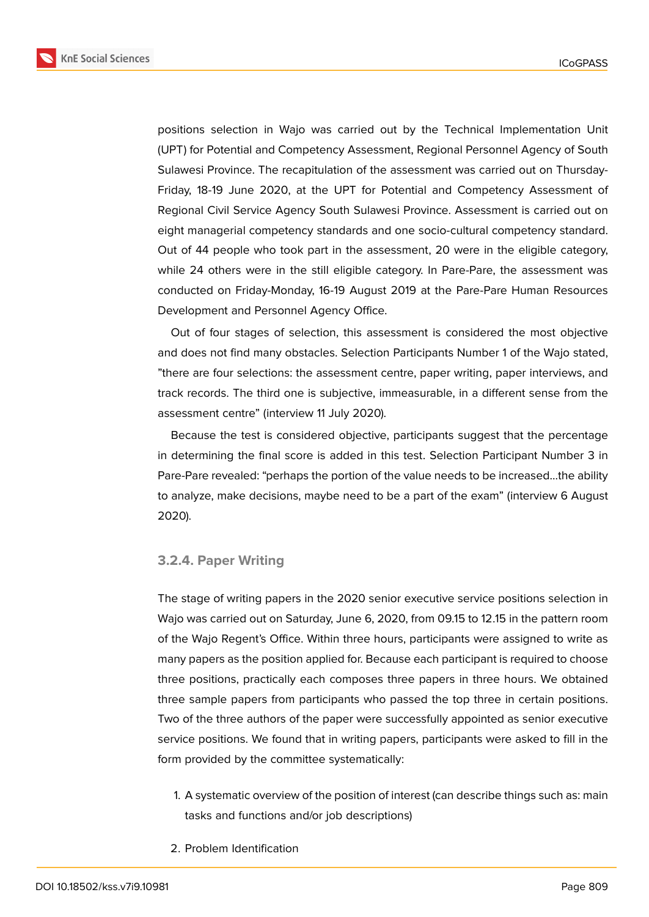positions selection in Wajo was carried out by the Technical Implementation Unit (UPT) for Potential and Competency Assessment, Regional Personnel Agency of South Sulawesi Province. The recapitulation of the assessment was carried out on Thursday-Friday, 18-19 June 2020, at the UPT for Potential and Competency Assessment of Regional Civil Service Agency South Sulawesi Province. Assessment is carried out on eight managerial competency standards and one socio-cultural competency standard. Out of 44 people who took part in the assessment, 20 were in the eligible category, while 24 others were in the still eligible category. In Pare-Pare, the assessment was conducted on Friday-Monday, 16-19 August 2019 at the Pare-Pare Human Resources Development and Personnel Agency Office.

Out of four stages of selection, this assessment is considered the most objective and does not find many obstacles. Selection Participants Number 1 of the Wajo stated, "there are four selections: the assessment centre, paper writing, paper interviews, and track records. The third one is subjective, immeasurable, in a different sense from the assessment centre" (interview 11 July 2020).

Because the test is considered objective, participants suggest that the percentage in determining the final score is added in this test. Selection Participant Number 3 in Pare-Pare revealed: "perhaps the portion of the value needs to be increased...the ability to analyze, make decisions, maybe need to be a part of the exam" (interview 6 August 2020).

#### 3.2.4. Paper Writing

The stage of writing papers in the 2020 senior executive service positions selection in Wajo was carried out on Saturday, June 6, 2020, from 09.15 to 12.15 in the pattern room of the Wajo Regent's Office. Within three hours, participants were assigned to write as many papers as the position applied for. Because each participant is required to choose three positions, practically each composes three papers in three hours. We obtained three sample papers from participants who passed the top three in certain positions. Two of the three authors of the paper were successfully appointed as senior executive service positions. We found that in writing papers, participants were asked to fill in the form provided by the committee systematically:

1. A systematic overview of the position of interest (can describe things such as: main tasks and functions and/or job descriptions)
2. Problem Identification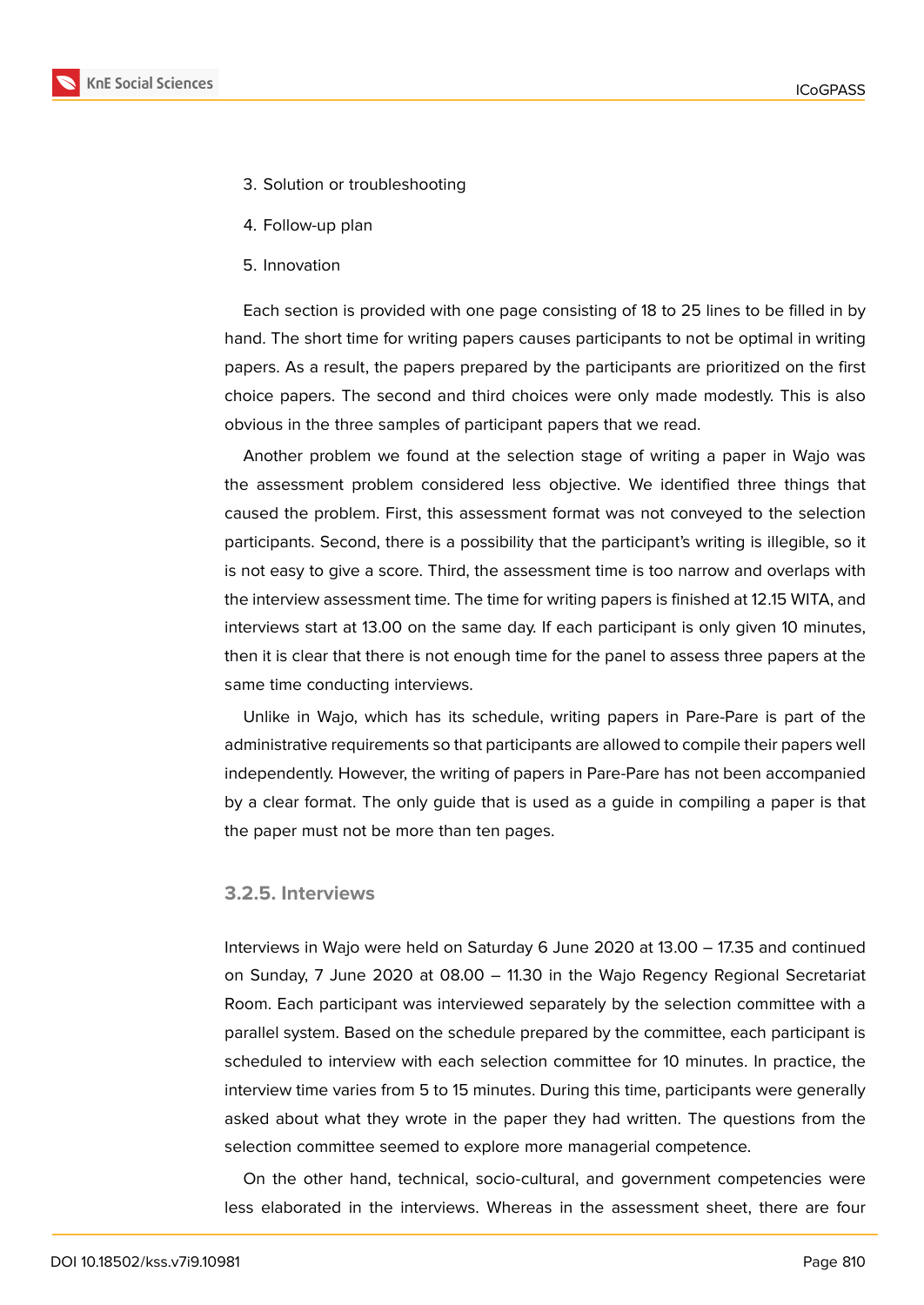3. Solution or troubleshooting

4. Follow-up plan

5. Innovation

Each section is provided with one page consisting of 18 to 25 lines to be filled in by hand. The short time for writing papers causes participants to not be optimal in writing papers. As a result, the papers prepared by the participants are prioritized on the first choice papers. The second and third choices were only made modestly. This is also obvious in the three samples of participant papers that we read.

Another problem we found at the selection stage of writing a paper in Wajo was the assessment problem considered less objective. We identified three things that caused the problem. First, this assessment format was not conveyed to the selection participants. Second, there is a possibility that the participant's writing is illegible, so it is not easy to give a score. Third, the assessment time is too narrow and overlaps with the interview assessment time. The time for writing papers is finished at 12.15 WITA, and interviews start at 13.00 on the same day. If each participant is only given 10 minutes, then it is clear that there is not enough time for the panel to assess three papers at the same time conducting interviews.

Unlike in Wajo, which has its schedule, writing papers in Pare-Pare is part of the administrative requirements so that participants are allowed to compile their papers well independently. However, the writing of papers in Pare-Pare has not been accompanied by a clear format. The only guide that is used as a guide in compiling a paper is that the paper must not be more than ten pages.

#### 3.2.5. Interviews

Interviews in Wajo were held on Saturday 6 June 2020 at 13.00 – 17.35 and continued on Sunday, 7 June 2020 at 08.00 – 11.30 in the Wajo Regency Regional Secretariat Room. Each participant was interviewed separately by the selection committee with a parallel system. Based on the schedule prepared by the committee, each participant is scheduled to interview with each selection committee for 10 minutes. In practice, the interview time varies from 5 to 15 minutes. During this time, participants were generally asked about what they wrote in the paper they had written. The questions from the selection committee seemed to explore more managerial competence.

On the other hand, technical, socio-cultural, and government competencies were less elaborated in the interviews. Whereas in the assessment sheet, there are four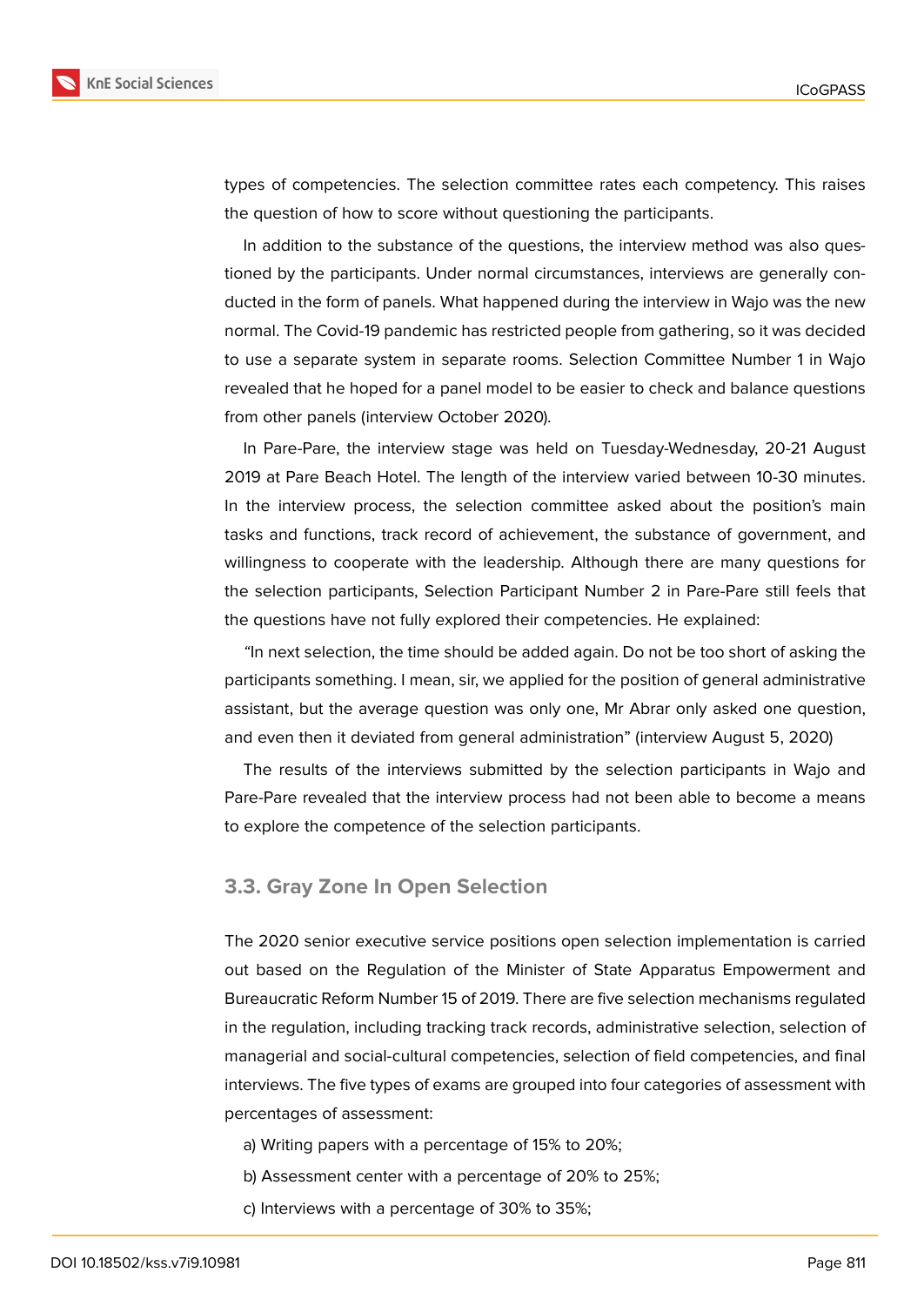types of competencies. The selection committee rates each competency. This raises the question of how to score without questioning the participants.

In addition to the substance of the questions, the interview method was also questioned by the participants. Under normal circumstances, interviews are generally conducted in the form of panels. What happened during the interview in Wajo was the new normal. The Covid-19 pandemic has restricted people from gathering, so it was decided to use a separate system in separate rooms. Selection Committee Number 1 in Wajo revealed that he hoped for a panel model to be easier to check and balance questions from other panels (interview October 2020).

In Pare-Pare, the interview stage was held on Tuesday-Wednesday, 20-21 August 2019 at Pare Beach Hotel. The length of the interview varied between 10-30 minutes. In the interview process, the selection committee asked about the position's main tasks and functions, track record of achievement, the substance of government, and willingness to cooperate with the leadership. Although there are many questions for the selection participants, Selection Participant Number 2 in Pare-Pare still feels that the questions have not fully explored their competencies. He explained:

"In next selection, the time should be added again. Do not be too short of asking the participants something. I mean, sir, we applied for the position of general administrative assistant, but the average question was only one, Mr Abrar only asked one question, and even then it deviated from general administration" (interview August 5, 2020)

The results of the interviews submitted by the selection participants in Wajo and Pare-Pare revealed that the interview process had not been able to become a means to explore the competence of the selection participants.

### 3.3. Gray Zone In Open Selection

The 2020 senior executive service positions open selection implementation is carried out based on the Regulation of the Minister of State Apparatus Empowerment and Bureaucratic Reform Number 15 of 2019. There are five selection mechanisms regulated in the regulation, including tracking track records, administrative selection, selection of managerial and social-cultural competencies, selection of field competencies, and final interviews. The five types of exams are grouped into four categories of assessment with percentages of assessment:

a) Writing papers with a percentage of 15% to 20%;

b) Assessment center with a percentage of 20% to 25%;

c) Interviews with a percentage of 30% to 35%;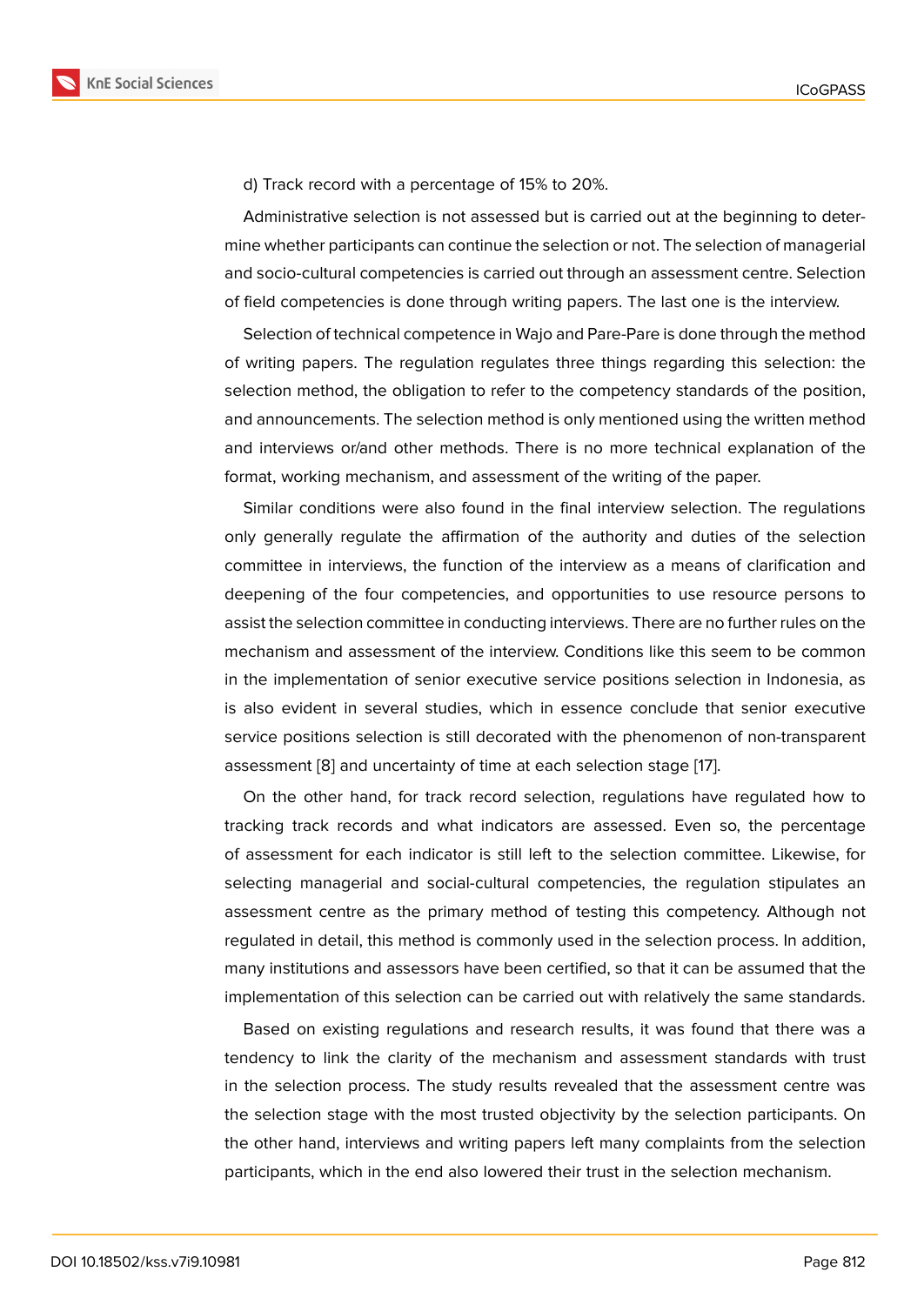d) Track record with a percentage of 15% to 20%.

Administrative selection is not assessed but is carried out at the beginning to determine whether participants can continue the selection or not. The selection of managerial and socio-cultural competencies is carried out through an assessment centre. Selection of field competencies is done through writing papers. The last one is the interview.

Selection of technical competence in Wajo and Pare-Pare is done through the method of writing papers. The regulation regulates three things regarding this selection: the selection method, the obligation to refer to the competency standards of the position, and announcements. The selection method is only mentioned using the written method and interviews or/and other methods. There is no more technical explanation of the format, working mechanism, and assessment of the writing of the paper.

Similar conditions were also found in the final interview selection. The regulations only generally regulate the affirmation of the authority and duties of the selection committee in interviews, the function of the interview as a means of clarification and deepening of the four competencies, and opportunities to use resource persons to assist the selection committee in conducting interviews. There are no further rules on the mechanism and assessment of the interview. Conditions like this seem to be common in the implementation of senior executive service positions selection in Indonesia, as is also evident in several studies, which in essence conclude that senior executive service positions selection is still decorated with the phenomenon of non-transparent assessment [8] and uncertainty of time at each selection stage [17].

On the other hand, for track record selection, regulations have regulated how to tracking track records and what indicators are assessed. Even so, the percentage of assessment for each indicator is still left to the selection committee. Likewise, for selecting managerial and social-cultural competencies, the regulation stipulates an assessment centre as the primary method of testing this competency. Although not regulated in detail, this method is commonly used in the selection process. In addition, many institutions and assessors have been certified, so that it can be assumed that the implementation of this selection can be carried out with relatively the same standards.

Based on existing regulations and research results, it was found that there was a tendency to link the clarity of the mechanism and assessment standards with trust in the selection process. The study results revealed that the assessment centre was the selection stage with the most trusted objectivity by the selection participants. On the other hand, interviews and writing papers left many complaints from the selection participants, which in the end also lowered their trust in the selection mechanism.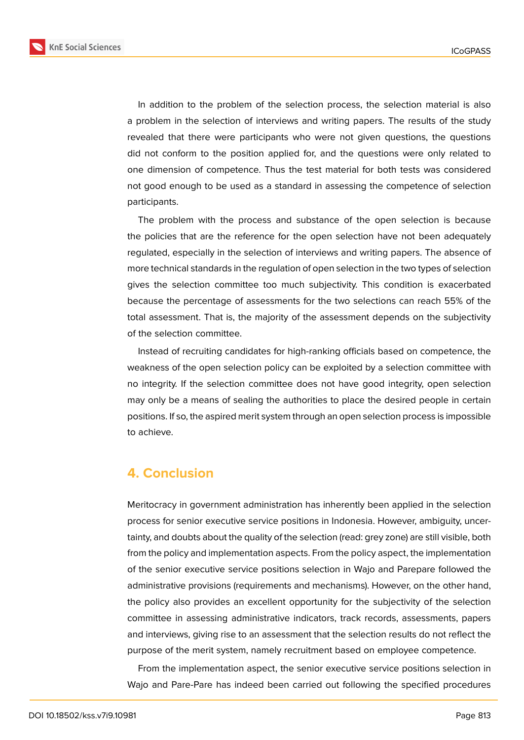In addition to the problem of the selection process, the selection material is also a problem in the selection of interviews and writing papers. The results of the study revealed that there were participants who were not given questions, the questions did not conform to the position applied for, and the questions were only related to one dimension of competence. Thus the test material for both tests was considered not good enough to be used as a standard in assessing the competence of selection participants.

The problem with the process and substance of the open selection is because the policies that are the reference for the open selection have not been adequately regulated, especially in the selection of interviews and writing papers. The absence of more technical standards in the regulation of open selection in the two types of selection gives the selection committee too much subjectivity. This condition is exacerbated because the percentage of assessments for the two selections can reach 55% of the total assessment. That is, the majority of the assessment depends on the subjectivity of the selection committee.

Instead of recruiting candidates for high-ranking officials based on competence, the weakness of the open selection policy can be exploited by a selection committee with no integrity. If the selection committee does not have good integrity, open selection may only be a means of sealing the authorities to place the desired people in certain positions. If so, the aspired merit system through an open selection process is impossible to achieve.

## 4. Conclusion

Meritocracy in government administration has inherently been applied in the selection process for senior executive service positions in Indonesia. However, ambiguity, uncertainty, and doubts about the quality of the selection (read: grey zone) are still visible, both from the policy and implementation aspects. From the policy aspect, the implementation of the senior executive service positions selection in Wajo and Parepare followed the administrative provisions (requirements and mechanisms). However, on the other hand, the policy also provides an excellent opportunity for the subjectivity of the selection committee in assessing administrative indicators, track records, assessments, papers and interviews, giving rise to an assessment that the selection results do not reflect the purpose of the merit system, namely recruitment based on employee competence.

From the implementation aspect, the senior executive service positions selection in Wajo and Pare-Pare has indeed been carried out following the specified procedures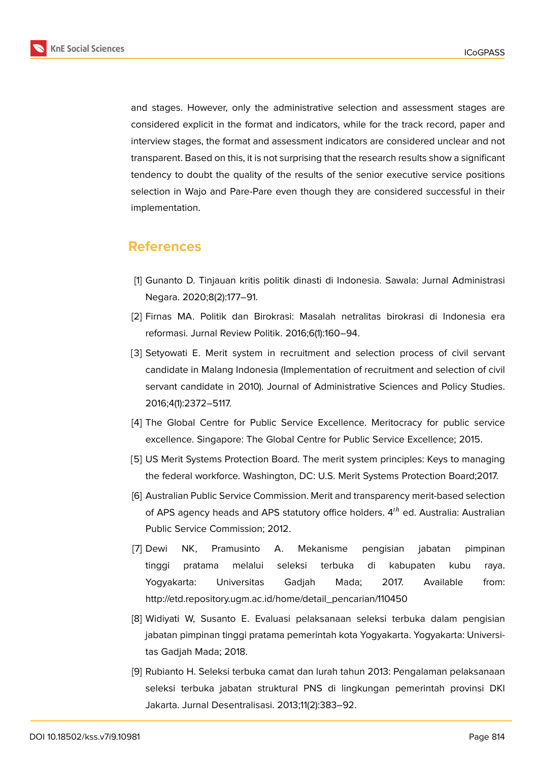and stages. However, only the administrative selection and assessment stages are considered explicit in the format and indicators, while for the track record, paper and interview stages, the format and assessment indicators are considered unclear and not transparent. Based on this, it is not surprising that the research results show a significant tendency to doubt the quality of the results of the senior executive service positions selection in Wajo and Pare-Pare even though they are considered successful in their implementation.

## References

[1] Gunanto D. Tinjauan kritis politik dinasti di Indonesia. Sawala: Jurnal Administrasi Negara. 2020;8(2):177–91.

[2] Firnas MA. Politik dan Birokrasi: Masalah netralitas birokrasi di Indonesia era reformasi. Jurnal Review Politik. 2016;6(1):160–94.

[3] Setyowati E. Merit system in recruitment and selection process of civil servant candidate in Malang Indonesia (Implementation of recruitment and selection of civil servant candidate in 2010). Journal of Administrative Sciences and Policy Studies. 2016;4(1):2372–5117.

[4] The Global Centre for Public Service Excellence. Meritocracy for public service excellence. Singapore: The Global Centre for Public Service Excellence; 2015.

[5] US Merit Systems Protection Board. The merit system principles: Keys to managing the federal workforce. Washington, DC: U.S. Merit Systems Protection Board;2017.

[6] Australian Public Service Commission. Merit and transparency merit-based selection of APS agency heads and APS statutory office holders. $4^{th}$ ed. Australia: Australian Public Service Commission; 2012.

[7] Dewi NK, Pramusinto A. Mekanisme pengisian jabatan pimpinan tinggi pratama melalui seleksi terbuka di kabupaten kubu raya. Yogyakarta: Universitas Gadjah Mada; 2017. Available from: http://etd.repository.ugm.ac.id/home/detail_pencarian/110450

[8] Widiyati W, Susanto E. Evaluasi pelaksanaan seleksi terbuka dalam pengisian jabatan pimpinan tinggi pratama pemerintah kota Yogyakarta. Yogyakarta: Universitas Gadjah Mada; 2018.

[9] Rubianto H. Seleksi terbuka camat dan lurah tahun 2013: Pengalaman pelaksanaan seleksi terbuka jabatan struktural PNS di lingkungan pemerintah provinsi DKI Jakarta. Jurnal Desentralisasi. 2013;11(2):383–92.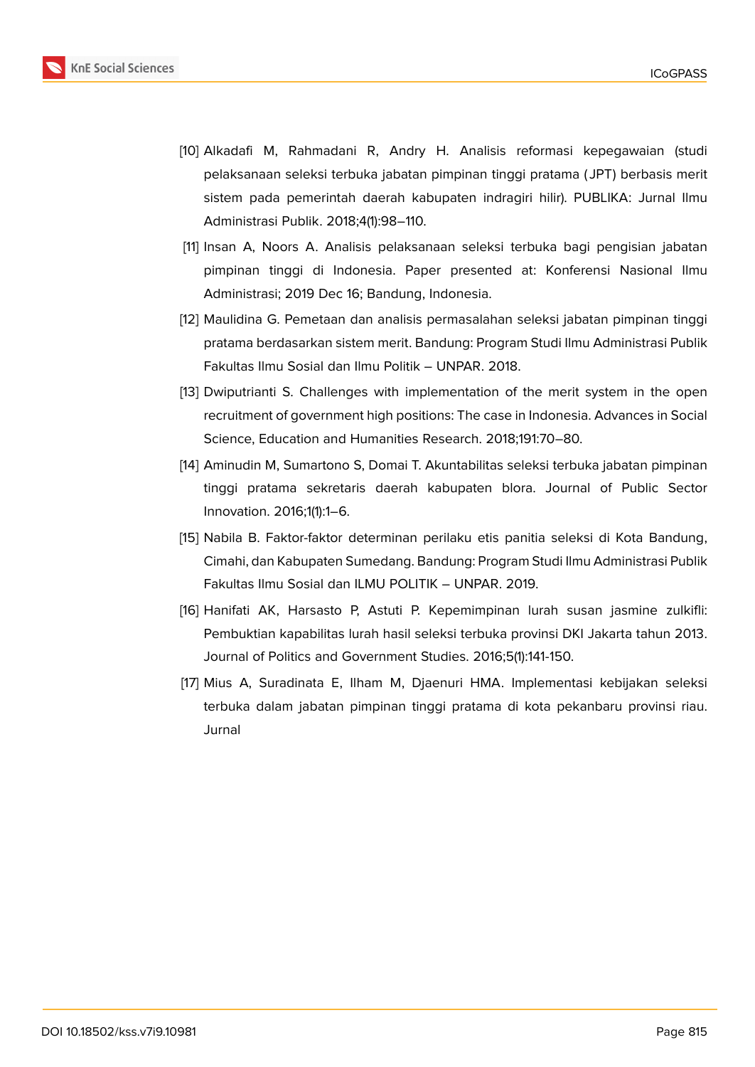[10] Alkadafi M, Rahmadani R, Andry H. Analisis reformasi kepegawaian (studi pelaksanaan seleksi terbuka jabatan pimpinan tinggi pratama (JPT) berbasis merit sistem pada pemerintah daerah kabupaten indragiri hilir). PUBLIKA: Jurnal Ilmu Administrasi Publik. 2018;4(1):98–110.

[11] Insan A, Noors A. Analisis pelaksanaan seleksi terbuka bagi pengisian jabatan pimpinan tinggi di Indonesia. Paper presented at: Konferensi Nasional Ilmu Administrasi; 2019 Dec 16; Bandung, Indonesia.

[12] Maulidina G. Pemetaan dan analisis permasalahan seleksi jabatan pimpinan tinggi pratama berdasarkan sistem merit. Bandung: Program Studi Ilmu Administrasi Publik Fakultas Ilmu Sosial dan Ilmu Politik – UNPAR. 2018.

[13] Dwiputrianti S. Challenges with implementation of the merit system in the open recruitment of government high positions: The case in Indonesia. Advances in Social Science, Education and Humanities Research. 2018;191:70–80.

[14] Aminudin M, Sumartono S, Domai T. Akuntabilitas seleksi terbuka jabatan pimpinan tinggi pratama sekretaris daerah kabupaten blora. Journal of Public Sector Innovation. 2016;1(1):1–6.

[15] Nabila B. Faktor-faktor determinan perilaku etis panitia seleksi di Kota Bandung, Cimahi, dan Kabupaten Sumedang. Bandung: Program Studi Ilmu Administrasi Publik Fakultas Ilmu Sosial dan ILMU POLITIK – UNPAR. 2019.

[16] Hanifati AK, Harsasto P, Astuti P. Kepemimpinan lurah susan jasmine zulkifli: Pembuktian kapabilitas lurah hasil seleksi terbuka provinsi DKI Jakarta tahun 2013. Journal of Politics and Government Studies. 2016;5(1):141-150.

[17] Mius A, Suradinata E, Ilham M, Djaenuri HMA. Implementasi kebijakan seleksi terbuka dalam jabatan pimpinan tinggi pratama di kota pekanbaru provinsi riau. Jurnal